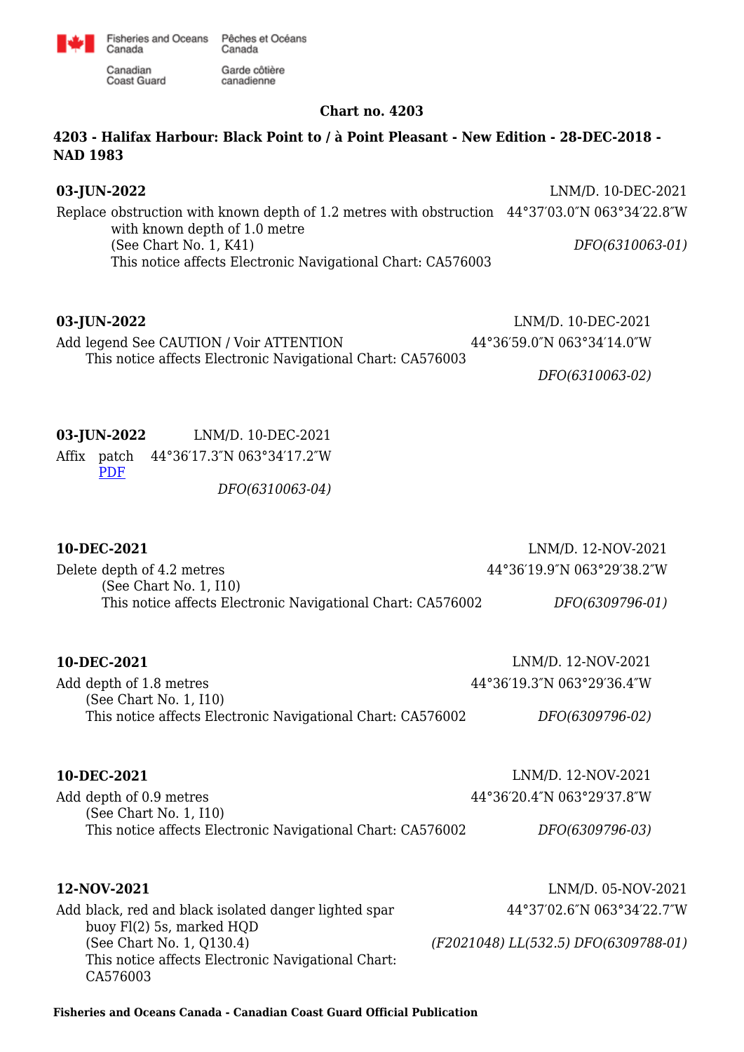Fisheries and Oceans Canada / Pêches et Océans Canada

Canadian Coast Guard / Garde côtière canadienne

**Chart no. 4203**

**4203 - Halifax Harbour: Black Point to / à Point Pleasant - New Edition - 28-DEC-2018 - NAD 1983**

**03-JUN-2022** LNM/D. 10-DEC-2021

Replace obstruction with known depth of 1.2 metres with obstruction with known depth of 1.0 metre 44°37′03.0″N 063°34′22.8″W
(See Chart No. 1, K41)
This notice affects Electronic Navigational Chart: CA576003
*DFO(6310063-01)*

**03-JUN-2022** LNM/D. 10-DEC-2021

Add legend See CAUTION / Voir ATTENTION 44°36′59.0″N 063°34′14.0″W
This notice affects Electronic Navigational Chart: CA576003
*DFO(6310063-02)*

**03-JUN-2022** LNM/D. 10-DEC-2021

Affix patch 44°36′17.3″N 063°34′17.2″W
PDF
*DFO(6310063-04)*

**10-DEC-2021** LNM/D. 12-NOV-2021

Delete depth of 4.2 metres 44°36′19.9″N 063°29′38.2″W
(See Chart No. 1, I10)
This notice affects Electronic Navigational Chart: CA576002
*DFO(6309796-01)*

**10-DEC-2021** LNM/D. 12-NOV-2021

Add depth of 1.8 metres 44°36′19.3″N 063°29′36.4″W
(See Chart No. 1, I10)
This notice affects Electronic Navigational Chart: CA576002
*DFO(6309796-02)*

**10-DEC-2021** LNM/D. 12-NOV-2021

Add depth of 0.9 metres 44°36′20.4″N 063°29′37.8″W
(See Chart No. 1, I10)
This notice affects Electronic Navigational Chart: CA576002
*DFO(6309796-03)*

**12-NOV-2021** LNM/D. 05-NOV-2021

Add black, red and black isolated danger lighted spar buoy Fl(2) 5s, marked HQD 44°37′02.6″N 063°34′22.7″W
(See Chart No. 1, Q130.4)
This notice affects Electronic Navigational Chart: CA576003
*(F2021048) LL(532.5) DFO(6309788-01)*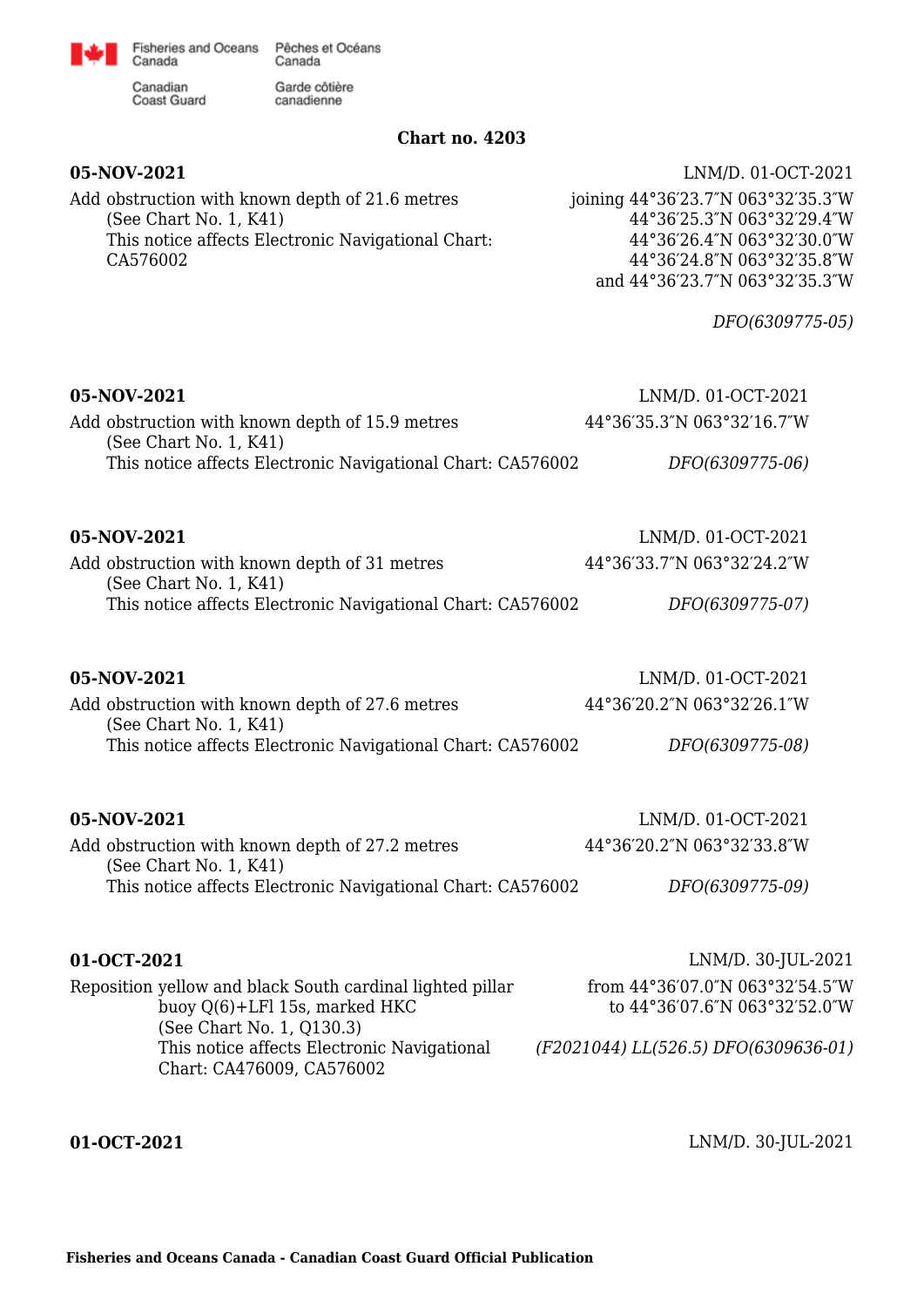**Chart no. 4203**

**05-NOV-2021** LNM/D. 01-OCT-2021

Add obstruction with known depth of 21.6 metres
(See Chart No. 1, K41)
This notice affects Electronic Navigational Chart: CA576002

joining 44°36′23.7″N 063°32′35.3″W
44°36′25.3″N 063°32′29.4″W
44°36′26.4″N 063°32′30.0″W
44°36′24.8″N 063°32′35.8″W
and 44°36′23.7″N 063°32′35.3″W

*DFO(6309775-05)*

**05-NOV-2021** LNM/D. 01-OCT-2021

Add obstruction with known depth of 15.9 metres — 44°36′35.3″N 063°32′16.7″W
(See Chart No. 1, K41)
This notice affects Electronic Navigational Chart: CA576002 — *DFO(6309775-06)*

**05-NOV-2021** LNM/D. 01-OCT-2021

Add obstruction with known depth of 31 metres — 44°36′33.7″N 063°32′24.2″W
(See Chart No. 1, K41)
This notice affects Electronic Navigational Chart: CA576002 — *DFO(6309775-07)*

**05-NOV-2021** LNM/D. 01-OCT-2021

Add obstruction with known depth of 27.6 metres — 44°36′20.2″N 063°32′26.1″W
(See Chart No. 1, K41)
This notice affects Electronic Navigational Chart: CA576002 — *DFO(6309775-08)*

**05-NOV-2021** LNM/D. 01-OCT-2021

Add obstruction with known depth of 27.2 metres — 44°36′20.2″N 063°32′33.8″W
(See Chart No. 1, K41)
This notice affects Electronic Navigational Chart: CA576002 — *DFO(6309775-09)*

**01-OCT-2021** LNM/D. 30-JUL-2021

Reposition yellow and black South cardinal lighted pillar buoy Q(6)+LFl 15s, marked HKC
(See Chart No. 1, Q130.3)
This notice affects Electronic Navigational Chart: CA476009, CA576002

from 44°36′07.0″N 063°32′54.5″W
to 44°36′07.6″N 063°32′52.0″W

*(F2021044) LL(526.5) DFO(6309636-01)*

**01-OCT-2021** LNM/D. 30-JUL-2021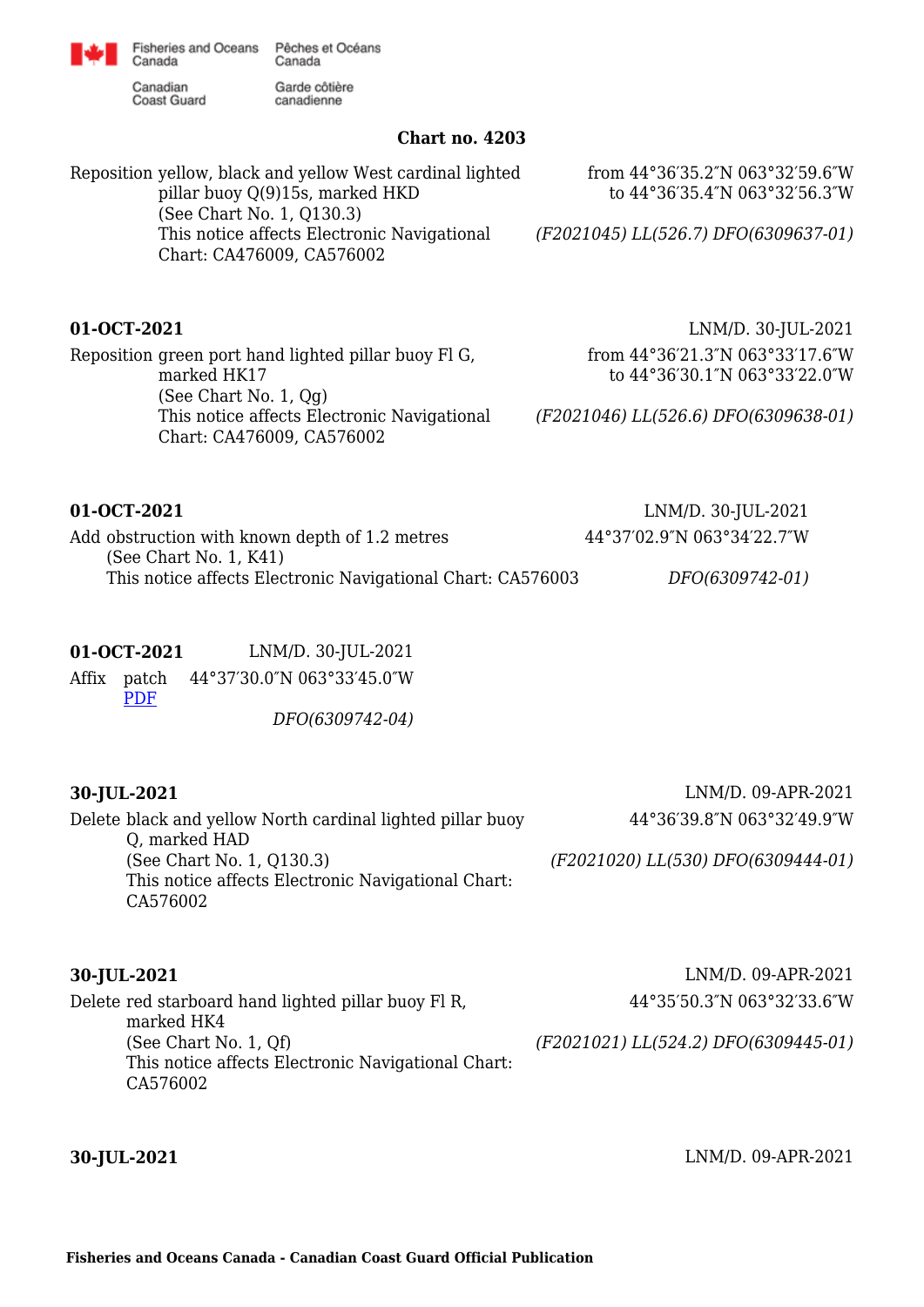Chart no. 4203

Reposition yellow, black and yellow West cardinal lighted pillar buoy Q(9)15s, marked HKD
(See Chart No. 1, Q130.3)
This notice affects Electronic Navigational Chart: CA476009, CA576002

from 44°36′35.2″N 063°32′59.6″W
to 44°36′35.4″N 063°32′56.3″W

*(F2021045) LL(526.7) DFO(6309637-01)*

**01-OCT-2021** LNM/D. 30-JUL-2021

Reposition green port hand lighted pillar buoy Fl G, marked HK17
(See Chart No. 1, Qg)
This notice affects Electronic Navigational Chart: CA476009, CA576002

from 44°36′21.3″N 063°33′17.6″W
to 44°36′30.1″N 063°33′22.0″W

*(F2021046) LL(526.6) DFO(6309638-01)*

**01-OCT-2021** LNM/D. 30-JUL-2021

Add obstruction with known depth of 1.2 metres 44°37′02.9″N 063°34′22.7″W
(See Chart No. 1, K41)
This notice affects Electronic Navigational Chart: CA576003

*DFO(6309742-01)*

**01-OCT-2021** LNM/D. 30-JUL-2021

Affix patch 44°37′30.0″N 063°33′45.0″W
PDF

*DFO(6309742-04)*

**30-JUL-2021** LNM/D. 09-APR-2021

Delete black and yellow North cardinal lighted pillar buoy Q, marked HAD 44°36′39.8″N 063°32′49.9″W
(See Chart No. 1, Q130.3)
This notice affects Electronic Navigational Chart: CA576002

*(F2021020) LL(530) DFO(6309444-01)*

**30-JUL-2021** LNM/D. 09-APR-2021

Delete red starboard hand lighted pillar buoy Fl R, marked HK4 44°35′50.3″N 063°32′33.6″W
(See Chart No. 1, Qf)
This notice affects Electronic Navigational Chart: CA576002

*(F2021021) LL(524.2) DFO(6309445-01)*

**30-JUL-2021** LNM/D. 09-APR-2021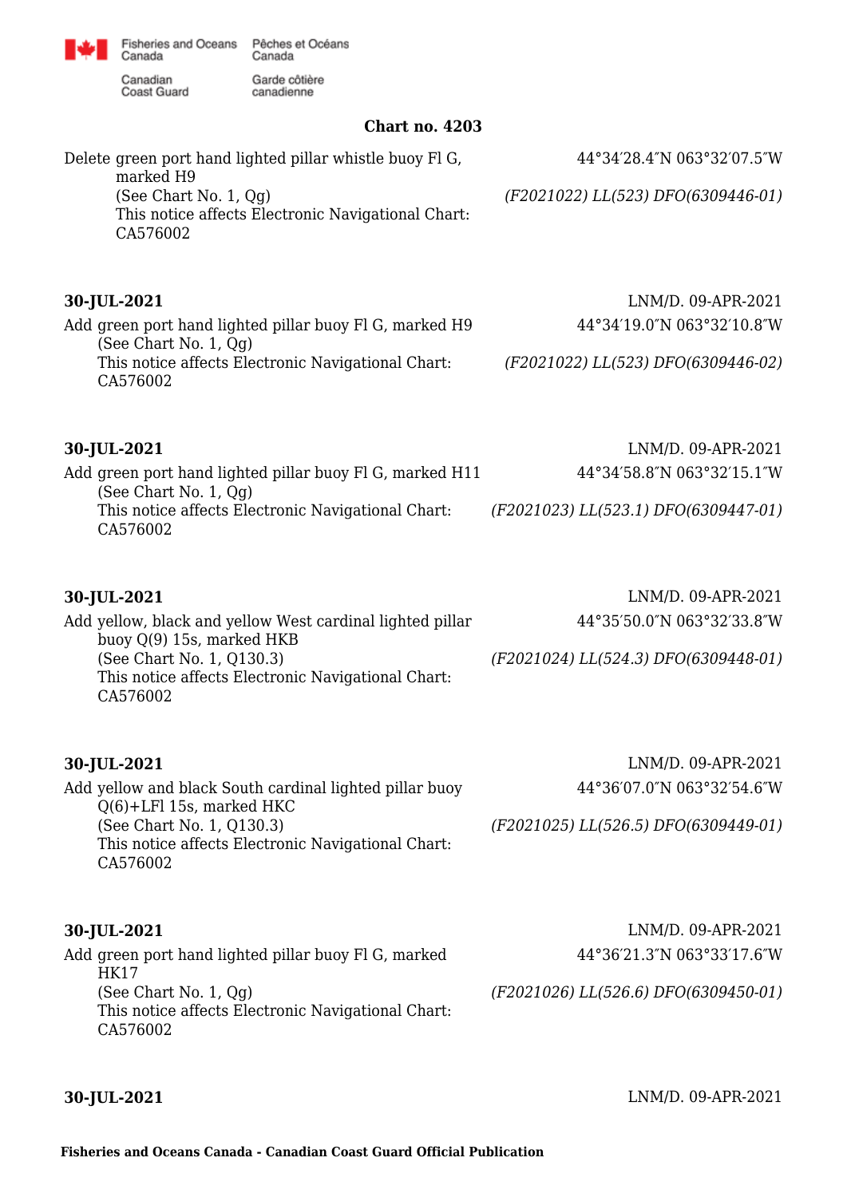**Chart no. 4203**

Delete green port hand lighted pillar whistle buoy Fl G, marked H9 — 44°34′28.4″N 063°32′07.5″W
(See Chart No. 1, Qg)
This notice affects Electronic Navigational Chart: CA576002
*(F2021022) LL(523) DFO(6309446-01)*

**30-JUL-2021** — LNM/D. 09-APR-2021

Add green port hand lighted pillar buoy Fl G, marked H9 — 44°34′19.0″N 063°32′10.8″W
(See Chart No. 1, Qg)
This notice affects Electronic Navigational Chart: CA576002
*(F2021022) LL(523) DFO(6309446-02)*

**30-JUL-2021** — LNM/D. 09-APR-2021

Add green port hand lighted pillar buoy Fl G, marked H11 — 44°34′58.8″N 063°32′15.1″W
(See Chart No. 1, Qg)
This notice affects Electronic Navigational Chart: CA576002
*(F2021023) LL(523.1) DFO(6309447-01)*

**30-JUL-2021** — LNM/D. 09-APR-2021

Add yellow, black and yellow West cardinal lighted pillar buoy Q(9) 15s, marked HKB — 44°35′50.0″N 063°32′33.8″W
(See Chart No. 1, Q130.3)
This notice affects Electronic Navigational Chart: CA576002
*(F2021024) LL(524.3) DFO(6309448-01)*

**30-JUL-2021** — LNM/D. 09-APR-2021

Add yellow and black South cardinal lighted pillar buoy Q(6)+LFl 15s, marked HKC — 44°36′07.0″N 063°32′54.6″W
(See Chart No. 1, Q130.3)
This notice affects Electronic Navigational Chart: CA576002
*(F2021025) LL(526.5) DFO(6309449-01)*

**30-JUL-2021** — LNM/D. 09-APR-2021

Add green port hand lighted pillar buoy Fl G, marked HK17 — 44°36′21.3″N 063°33′17.6″W
(See Chart No. 1, Qg)
This notice affects Electronic Navigational Chart: CA576002
*(F2021026) LL(526.6) DFO(6309450-01)*

**30-JUL-2021** — LNM/D. 09-APR-2021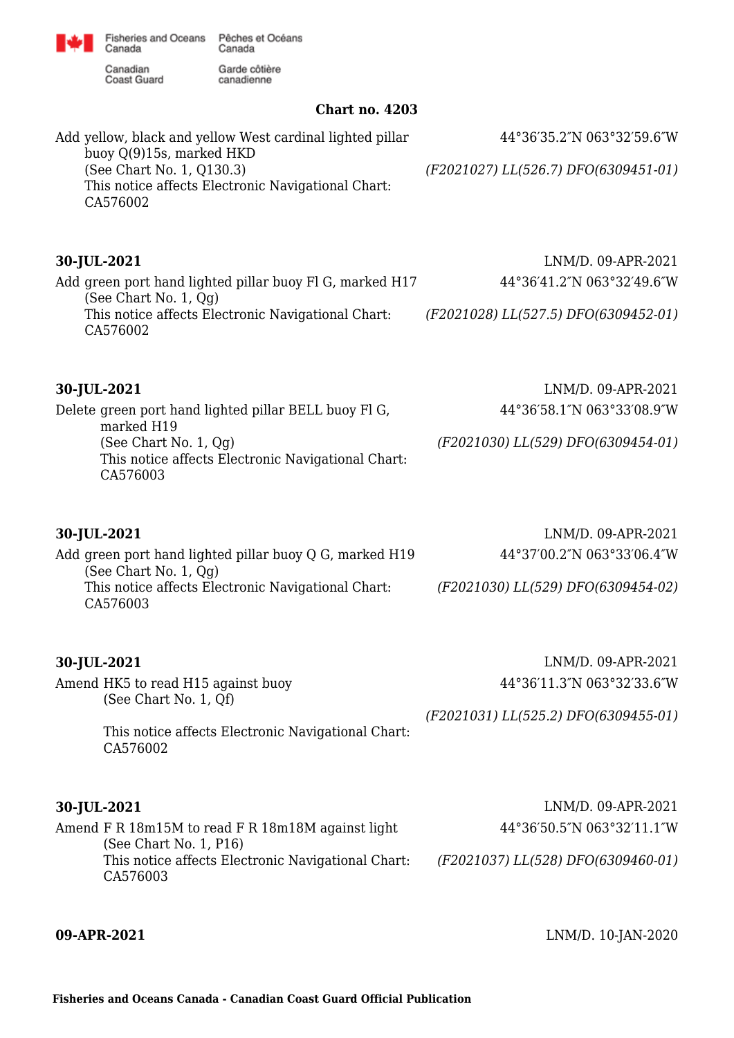**Chart no. 4203**

Add yellow, black and yellow West cardinal lighted pillar buoy Q(9)15s, marked HKD  
(See Chart No. 1, Q130.3)  
This notice affects Electronic Navigational Chart: CA576002

44°36′35.2″N 063°32′59.6″W  
*(F2021027) LL(526.7) DFO(6309451-01)*

**30-JUL-2021** LNM/D. 09-APR-2021

Add green port hand lighted pillar buoy Fl G, marked H17  
(See Chart No. 1, Qg)  
This notice affects Electronic Navigational Chart: CA576002

44°36′41.2″N 063°32′49.6″W  
*(F2021028) LL(527.5) DFO(6309452-01)*

**30-JUL-2021** LNM/D. 09-APR-2021

Delete green port hand lighted pillar BELL buoy Fl G, marked H19  
(See Chart No. 1, Qg)  
This notice affects Electronic Navigational Chart: CA576003

44°36′58.1″N 063°33′08.9″W  
*(F2021030) LL(529) DFO(6309454-01)*

**30-JUL-2021** LNM/D. 09-APR-2021

Add green port hand lighted pillar buoy Q G, marked H19  
(See Chart No. 1, Qg)  
This notice affects Electronic Navigational Chart: CA576003

44°37′00.2″N 063°33′06.4″W  
*(F2021030) LL(529) DFO(6309454-02)*

**30-JUL-2021** LNM/D. 09-APR-2021

Amend HK5 to read H15 against buoy  
(See Chart No. 1, Qf)  
This notice affects Electronic Navigational Chart: CA576002

44°36′11.3″N 063°32′33.6″W  
*(F2021031) LL(525.2) DFO(6309455-01)*

**30-JUL-2021** LNM/D. 09-APR-2021

Amend F R 18m15M to read F R 18m18M against light  
(See Chart No. 1, P16)  
This notice affects Electronic Navigational Chart: CA576003

44°36′50.5″N 063°32′11.1″W  
*(F2021037) LL(528) DFO(6309460-01)*

**09-APR-2021** LNM/D. 10-JAN-2020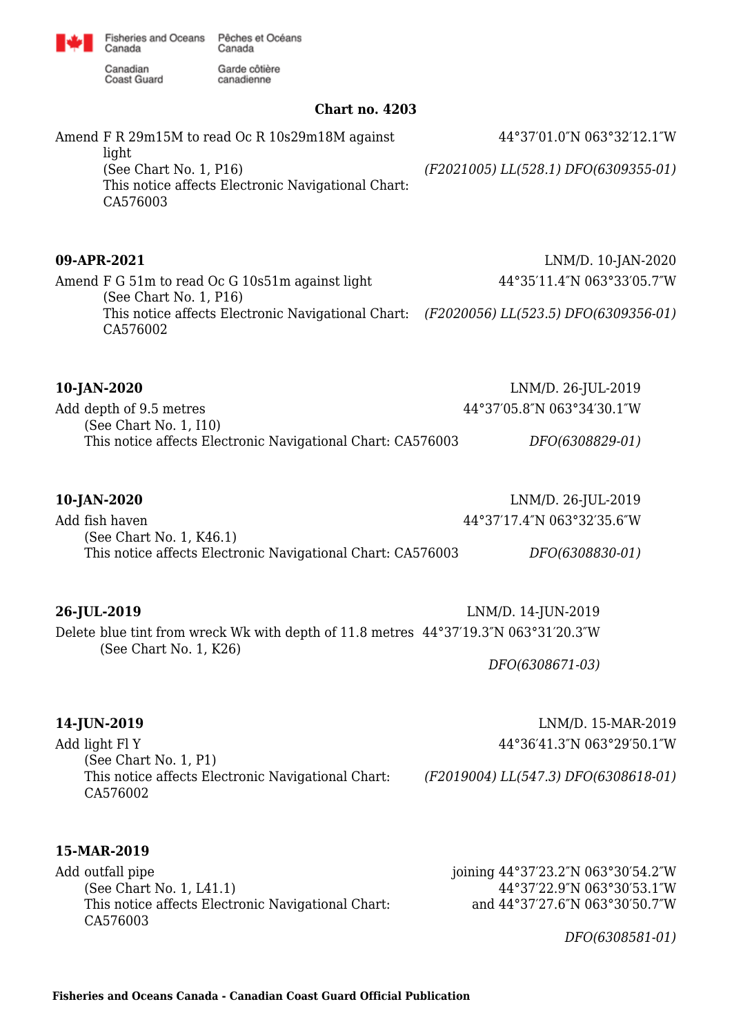Fisheries and Oceans Canada / Pêches et Océans Canada
Canadian Coast Guard / Garde côtière canadienne

## Chart no. 4203

Amend F R 29m15M to read Oc R 10s29m18M against light — 44°37′01.0″N 063°32′12.1″W
(See Chart No. 1, P16)
This notice affects Electronic Navigational Chart: CA576003
*(F2021005) LL(528.1) DFO(6309355-01)*

**09-APR-2021** — LNM/D. 10-JAN-2020

Amend F G 51m to read Oc G 10s51m against light — 44°35′11.4″N 063°33′05.7″W
(See Chart No. 1, P16)
This notice affects Electronic Navigational Chart: CA576002
*(F2020056) LL(523.5) DFO(6309356-01)*

**10-JAN-2020** — LNM/D. 26-JUL-2019

Add depth of 9.5 metres — 44°37′05.8″N 063°34′30.1″W
(See Chart No. 1, I10)
This notice affects Electronic Navigational Chart: CA576003
*DFO(6308829-01)*

**10-JAN-2020** — LNM/D. 26-JUL-2019

Add fish haven — 44°37′17.4″N 063°32′35.6″W
(See Chart No. 1, K46.1)
This notice affects Electronic Navigational Chart: CA576003
*DFO(6308830-01)*

**26-JUL-2019** — LNM/D. 14-JUN-2019

Delete blue tint from wreck Wk with depth of 11.8 metres — 44°37′19.3″N 063°31′20.3″W
(See Chart No. 1, K26)
*DFO(6308671-03)*

**14-JUN-2019** — LNM/D. 15-MAR-2019

Add light Fl Y — 44°36′41.3″N 063°29′50.1″W
(See Chart No. 1, P1)
This notice affects Electronic Navigational Chart: CA576002
*(F2019004) LL(547.3) DFO(6308618-01)*

**15-MAR-2019**

Add outfall pipe — joining 44°37′23.2″N 063°30′54.2″W, 44°37′22.9″N 063°30′53.1″W and 44°37′27.6″N 063°30′50.7″W
(See Chart No. 1, L41.1)
This notice affects Electronic Navigational Chart: CA576003
*DFO(6308581-01)*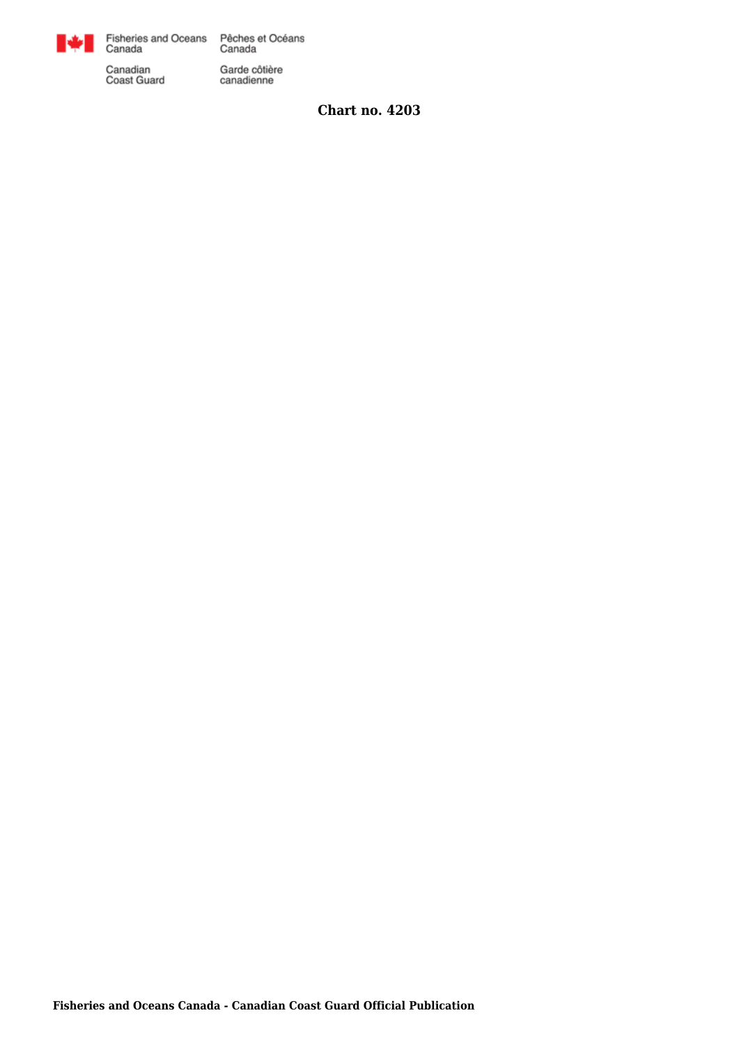**Chart no. 4203**